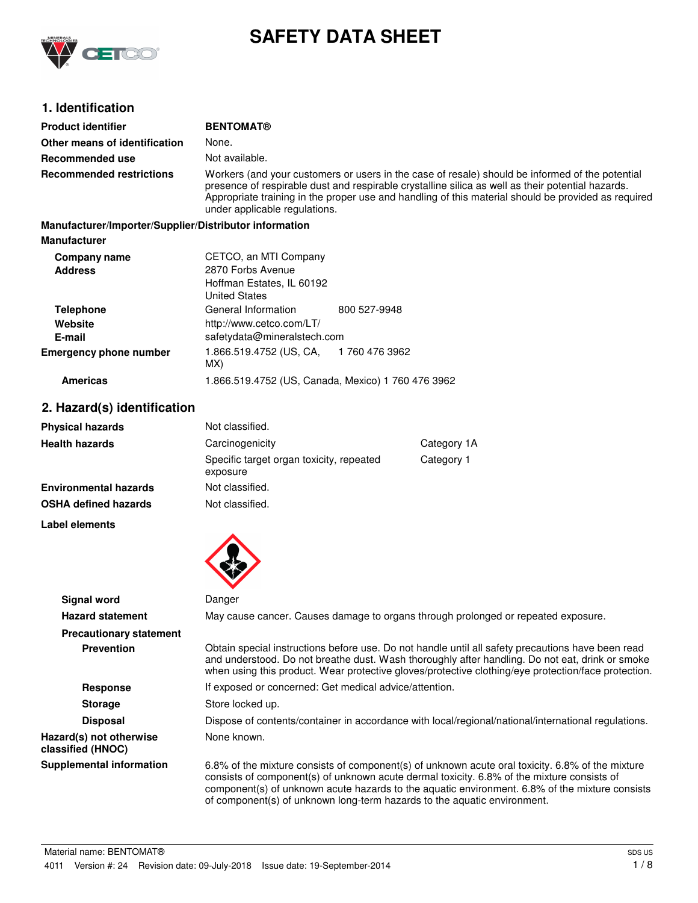# SAFETY DATA SHEET

## 1. Identification

| | |
|---|---|
| **Product identifier** | **BENTOMAT®** |
| **Other means of identification** | None. |
| **Recommended use** | Not available. |
| **Recommended restrictions** | Workers (and your customers or users in the case of resale) should be informed of the potential presence of respirable dust and respirable crystalline silica as well as their potential hazards. Appropriate training in the proper use and handling of this material should be provided as required under applicable regulations. |

**Manufacturer/Importer/Supplier/Distributor information**

**Manufacturer**

| | | |
|---|---|---|
| **Company name** | CETCO, an MTI Company | |
| **Address** | 2870 Forbs Avenue<br>Hoffman Estates, IL 60192<br>United States | |
| **Telephone** | General Information | 800 527-9948 |
| **Website** | http://www.cetco.com/LT/ | |
| **E-mail** | safetydata@mineralstech.com | |
| **Emergency phone number** | 1.866.519.4752 (US, CA, MX) | 1 760 476 3962 |
| **Americas** | 1.866.519.4752 (US, Canada, Mexico) 1 760 476 3962 | |

## 2. Hazard(s) identification

| | | |
|---|---|---|
| **Physical hazards** | Not classified. | |
| **Health hazards** | Carcinogenicity | Category 1A |
| | Specific target organ toxicity, repeated exposure | Category 1 |
| **Environmental hazards** | Not classified. | |
| **OSHA defined hazards** | Not classified. | |

**Label elements**

| | |
|---|---|
| **Signal word** | Danger |
| **Hazard statement** | May cause cancer. Causes damage to organs through prolonged or repeated exposure. |
| **Precautionary statement** | |
| **Prevention** | Obtain special instructions before use. Do not handle until all safety precautions have been read and understood. Do not breathe dust. Wash thoroughly after handling. Do not eat, drink or smoke when using this product. Wear protective gloves/protective clothing/eye protection/face protection. |
| **Response** | If exposed or concerned: Get medical advice/attention. |
| **Storage** | Store locked up. |
| **Disposal** | Dispose of contents/container in accordance with local/regional/national/international regulations. |
| **Hazard(s) not otherwise classified (HNOC)** | None known. |
| **Supplemental information** | 6.8% of the mixture consists of component(s) of unknown acute oral toxicity. 6.8% of the mixture consists of component(s) of unknown acute dermal toxicity. 6.8% of the mixture consists of component(s) of unknown acute hazards to the aquatic environment. 6.8% of the mixture consists of component(s) of unknown long-term hazards to the aquatic environment. |

Material name: BENTOMAT®

4011 Version #: 24 Revision date: 09-July-2018 Issue date: 19-September-2014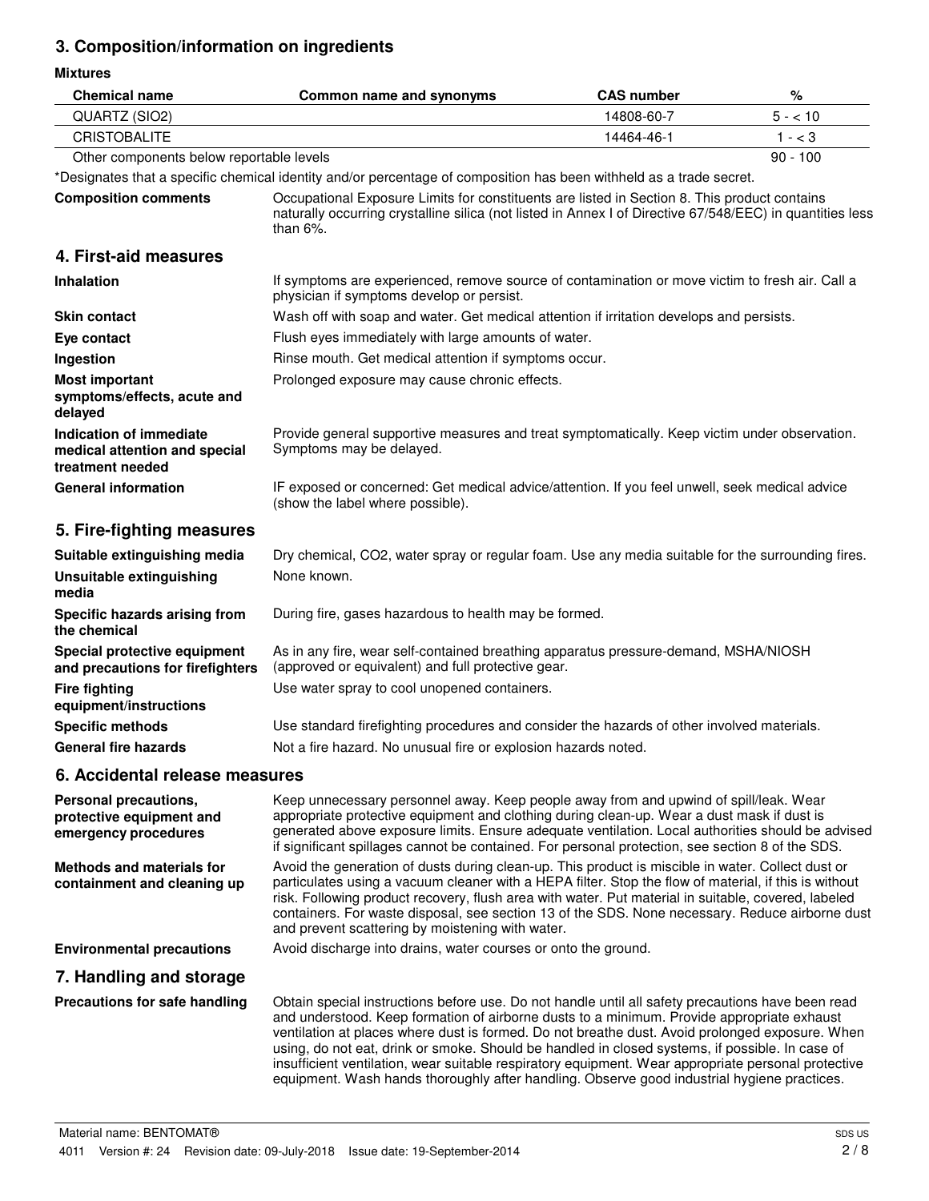## 3. Composition/information on ingredients

**Mixtures**

| Chemical name | Common name and synonyms | CAS number | % |
|---|---|---|---|
| QUARTZ (SIO2) | | 14808-60-7 | 5 - < 10 |
| CRISTOBALITE | | 14464-46-1 | 1 - < 3 |
| Other components below reportable levels | | | 90 - 100 |

*Designates that a specific chemical identity and/or percentage of composition has been withheld as a trade secret.

**Composition comments** Occupational Exposure Limits for constituents are listed in Section 8. This product contains naturally occurring crystalline silica (not listed in Annex I of Directive 67/548/EEC) in quantities less than 6%.

## 4. First-aid measures

**Inhalation** If symptoms are experienced, remove source of contamination or move victim to fresh air. Call a physician if symptoms develop or persist.

**Skin contact** Wash off with soap and water. Get medical attention if irritation develops and persists.

**Eye contact** Flush eyes immediately with large amounts of water.

**Ingestion** Rinse mouth. Get medical attention if symptoms occur.

**Most important symptoms/effects, acute and delayed** Prolonged exposure may cause chronic effects.

**Indication of immediate medical attention and special treatment needed** Provide general supportive measures and treat symptomatically. Keep victim under observation. Symptoms may be delayed.

**General information** IF exposed or concerned: Get medical advice/attention. If you feel unwell, seek medical advice (show the label where possible).

## 5. Fire-fighting measures

**Suitable extinguishing media** Dry chemical, CO2, water spray or regular foam. Use any media suitable for the surrounding fires.

**Unsuitable extinguishing media** None known.

**Specific hazards arising from the chemical** During fire, gases hazardous to health may be formed.

**Special protective equipment and precautions for firefighters** As in any fire, wear self-contained breathing apparatus pressure-demand, MSHA/NIOSH (approved or equivalent) and full protective gear.

**Fire fighting equipment/instructions** Use water spray to cool unopened containers.

**Specific methods** Use standard firefighting procedures and consider the hazards of other involved materials.

**General fire hazards** Not a fire hazard. No unusual fire or explosion hazards noted.

## 6. Accidental release measures

**Personal precautions, protective equipment and emergency procedures** Keep unnecessary personnel away. Keep people away from and upwind of spill/leak. Wear appropriate protective equipment and clothing during clean-up. Wear a dust mask if dust is generated above exposure limits. Ensure adequate ventilation. Local authorities should be advised if significant spillages cannot be contained. For personal protection, see section 8 of the SDS.

**Methods and materials for containment and cleaning up** Avoid the generation of dusts during clean-up. This product is miscible in water. Collect dust or particulates using a vacuum cleaner with a HEPA filter. Stop the flow of material, if this is without risk. Following product recovery, flush area with water. Put material in suitable, covered, labeled containers. For waste disposal, see section 13 of the SDS. None necessary. Reduce airborne dust and prevent scattering by moistening with water.

**Environmental precautions** Avoid discharge into drains, water courses or onto the ground.

## 7. Handling and storage

**Precautions for safe handling** Obtain special instructions before use. Do not handle until all safety precautions have been read and understood. Keep formation of airborne dusts to a minimum. Provide appropriate exhaust ventilation at places where dust is formed. Do not breathe dust. Avoid prolonged exposure. When using, do not eat, drink or smoke. Should be handled in closed systems, if possible. In case of insufficient ventilation, wear suitable respiratory equipment. Wear appropriate personal protective equipment. Wash hands thoroughly after handling. Observe good industrial hygiene practices.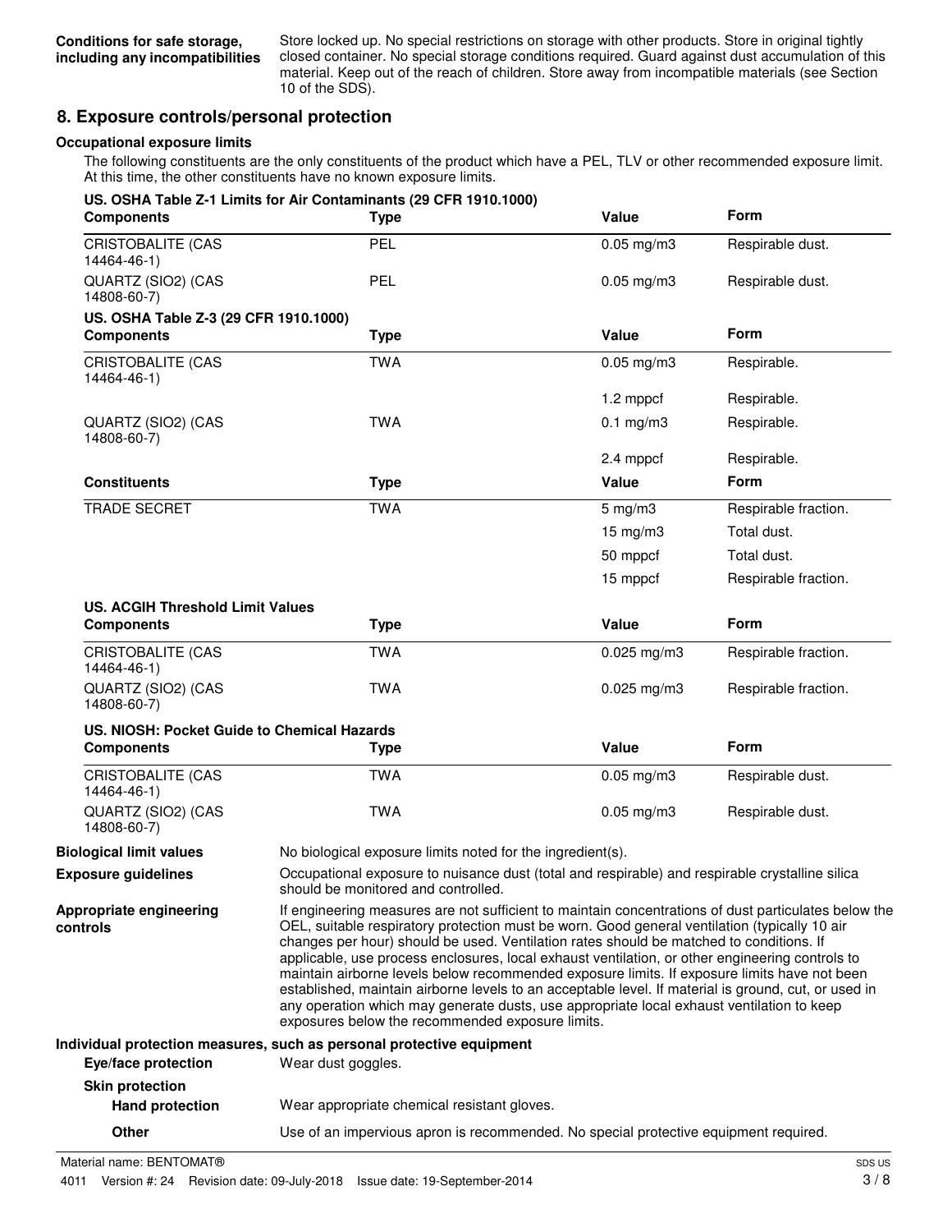**Conditions for safe storage, including any incompatibilities**: Store locked up. No special restrictions on storage with other products. Store in original tightly closed container. No special storage conditions required. Guard against dust accumulation of this material. Keep out of the reach of children. Store away from incompatible materials (see Section 10 of the SDS).

## 8. Exposure controls/personal protection

### Occupational exposure limits

The following constituents are the only constituents of the product which have a PEL, TLV or other recommended exposure limit. At this time, the other constituents have no known exposure limits.

**US. OSHA Table Z-1 Limits for Air Contaminants (29 CFR 1910.1000)**

| Components | Type | Value | Form |
|---|---|---|---|
| CRISTOBALITE (CAS 14464-46-1) | PEL | 0.05 mg/m3 | Respirable dust. |
| QUARTZ (SIO2) (CAS 14808-60-7) | PEL | 0.05 mg/m3 | Respirable dust. |

**US. OSHA Table Z-3 (29 CFR 1910.1000)**

| Components | Type | Value | Form |
|---|---|---|---|
| CRISTOBALITE (CAS 14464-46-1) | TWA | 0.05 mg/m3 | Respirable. |
| | | 1.2 mppcf | Respirable. |
| QUARTZ (SIO2) (CAS 14808-60-7) | TWA | 0.1 mg/m3 | Respirable. |
| | | 2.4 mppcf | Respirable. |

| Constituents | Type | Value | Form |
|---|---|---|---|
| TRADE SECRET | TWA | 5 mg/m3 | Respirable fraction. |
| | | 15 mg/m3 | Total dust. |
| | | 50 mppcf | Total dust. |
| | | 15 mppcf | Respirable fraction. |

**US. ACGIH Threshold Limit Values**

| Components | Type | Value | Form |
|---|---|---|---|
| CRISTOBALITE (CAS 14464-46-1) | TWA | 0.025 mg/m3 | Respirable fraction. |
| QUARTZ (SIO2) (CAS 14808-60-7) | TWA | 0.025 mg/m3 | Respirable fraction. |

**US. NIOSH: Pocket Guide to Chemical Hazards**

| Components | Type | Value | Form |
|---|---|---|---|
| CRISTOBALITE (CAS 14464-46-1) | TWA | 0.05 mg/m3 | Respirable dust. |
| QUARTZ (SIO2) (CAS 14808-60-7) | TWA | 0.05 mg/m3 | Respirable dust. |

**Biological limit values**: No biological exposure limits noted for the ingredient(s).

**Exposure guidelines**: Occupational exposure to nuisance dust (total and respirable) and respirable crystalline silica should be monitored and controlled.

**Appropriate engineering controls**: If engineering measures are not sufficient to maintain concentrations of dust particulates below the OEL, suitable respiratory protection must be worn. Good general ventilation (typically 10 air changes per hour) should be used. Ventilation rates should be matched to conditions. If applicable, use process enclosures, local exhaust ventilation, or other engineering controls to maintain airborne levels below recommended exposure limits. If exposure limits have not been established, maintain airborne levels to an acceptable level. If material is ground, cut, or used in any operation which may generate dusts, use appropriate local exhaust ventilation to keep exposures below the recommended exposure limits.

### Individual protection measures, such as personal protective equipment

**Eye/face protection**: Wear dust goggles.

**Skin protection**

**Hand protection**: Wear appropriate chemical resistant gloves.

**Other**: Use of an impervious apron is recommended. No special protective equipment required.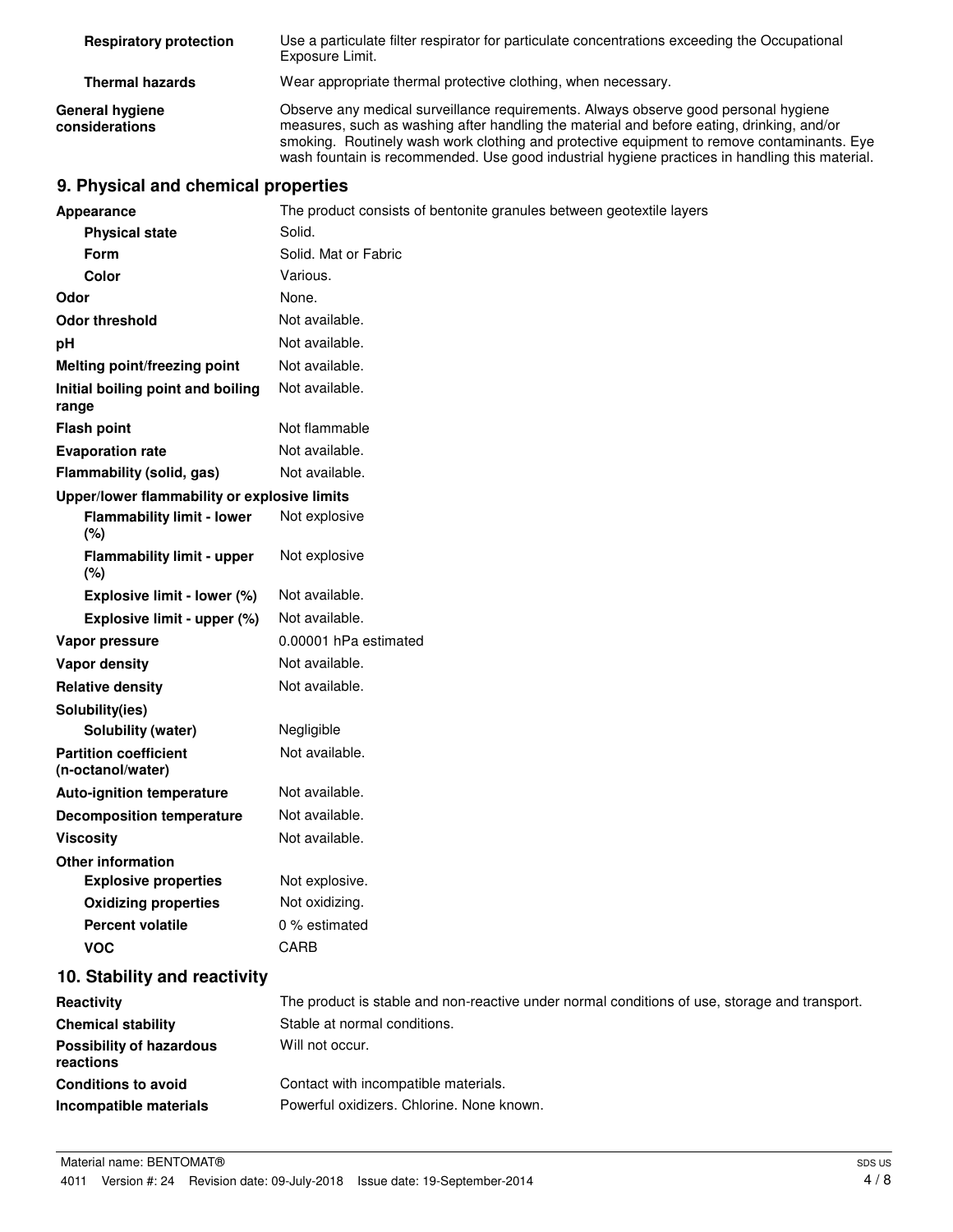| | |
|---|---|
| **Respiratory protection** | Use a particulate filter respirator for particulate concentrations exceeding the Occupational Exposure Limit. |
| **Thermal hazards** | Wear appropriate thermal protective clothing, when necessary. |
| **General hygiene considerations** | Observe any medical surveillance requirements. Always observe good personal hygiene measures, such as washing after handling the material and before eating, drinking, and/or smoking. Routinely wash work clothing and protective equipment to remove contaminants. Eye wash fountain is recommended. Use good industrial hygiene practices in handling this material. |

## 9. Physical and chemical properties

| | |
|---|---|
| **Appearance** | The product consists of bentonite granules between geotextile layers |
| **Physical state** | Solid. |
| **Form** | Solid. Mat or Fabric |
| **Color** | Various. |
| **Odor** | None. |
| **Odor threshold** | Not available. |
| **pH** | Not available. |
| **Melting point/freezing point** | Not available. |
| **Initial boiling point and boiling range** | Not available. |
| **Flash point** | Not flammable |
| **Evaporation rate** | Not available. |
| **Flammability (solid, gas)** | Not available. |
| **Upper/lower flammability or explosive limits** | |
| **Flammability limit - lower (%)** | Not explosive |
| **Flammability limit - upper (%)** | Not explosive |
| **Explosive limit - lower (%)** | Not available. |
| **Explosive limit - upper (%)** | Not available. |
| **Vapor pressure** | 0.00001 hPa estimated |
| **Vapor density** | Not available. |
| **Relative density** | Not available. |
| **Solubility(ies)** | |
| **Solubility (water)** | Negligible |
| **Partition coefficient (n-octanol/water)** | Not available. |
| **Auto-ignition temperature** | Not available. |
| **Decomposition temperature** | Not available. |
| **Viscosity** | Not available. |
| **Other information** | |
| **Explosive properties** | Not explosive. |
| **Oxidizing properties** | Not oxidizing. |
| **Percent volatile** | 0 % estimated |
| **VOC** | CARB |

## 10. Stability and reactivity

| | |
|---|---|
| **Reactivity** | The product is stable and non-reactive under normal conditions of use, storage and transport. |
| **Chemical stability** | Stable at normal conditions. |
| **Possibility of hazardous reactions** | Will not occur. |
| **Conditions to avoid** | Contact with incompatible materials. |
| **Incompatible materials** | Powerful oxidizers. Chlorine. None known. |

Material name: BENTOMAT®

4011 Version #: 24 Revision date: 09-July-2018 Issue date: 19-September-2014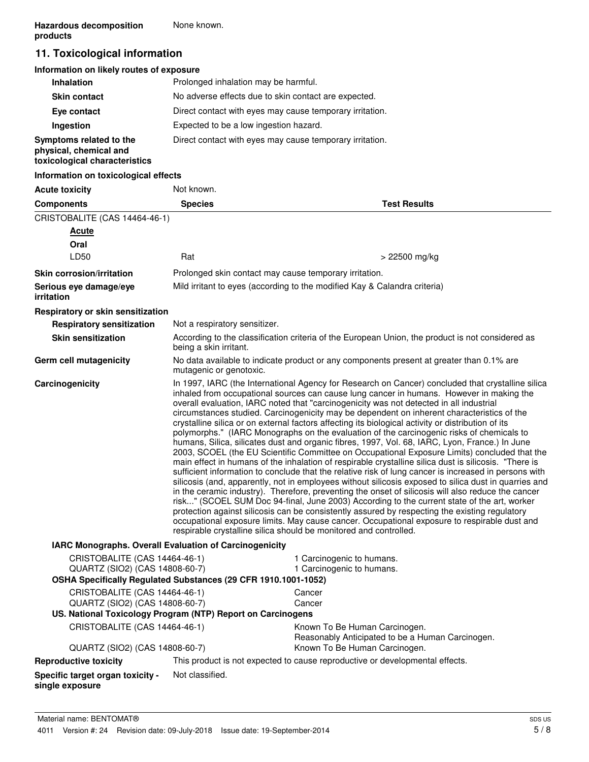**Hazardous decomposition products** None known.

## 11. Toxicological information

### Information on likely routes of exposure

| | |
|---|---|
| **Inhalation** | Prolonged inhalation may be harmful. |
| **Skin contact** | No adverse effects due to skin contact are expected. |
| **Eye contact** | Direct contact with eyes may cause temporary irritation. |
| **Ingestion** | Expected to be a low ingestion hazard. |
| **Symptoms related to the physical, chemical and toxicological characteristics** | Direct contact with eyes may cause temporary irritation. |

### Information on toxicological effects

**Acute toxicity** Not known.

| Components | Species | Test Results |
|---|---|---|
| CRISTOBALITE (CAS 14464-46-1) | | |
| ***Acute*** | | |
| **Oral** | | |
| LD50 | Rat | > 22500 mg/kg |

| | |
|---|---|
| **Skin corrosion/irritation** | Prolonged skin contact may cause temporary irritation. |
| **Serious eye damage/eye irritation** | Mild irritant to eyes (according to the modified Kay & Calandra criteria) |

**Respiratory or skin sensitization**

| | |
|---|---|
| **Respiratory sensitization** | Not a respiratory sensitizer. |
| **Skin sensitization** | According to the classification criteria of the European Union, the product is not considered as being a skin irritant. |

**Germ cell mutagenicity** No data available to indicate product or any components present at greater than 0.1% are mutagenic or genotoxic.

**Carcinogenicity** In 1997, IARC (the International Agency for Research on Cancer) concluded that crystalline silica inhaled from occupational sources can cause lung cancer in humans. However in making the overall evaluation, IARC noted that "carcinogenicity was not detected in all industrial circumstances studied. Carcinogenicity may be dependent on inherent characteristics of the crystalline silica or on external factors affecting its biological activity or distribution of its polymorphs." (IARC Monographs on the evaluation of the carcinogenic risks of chemicals to humans, Silica, silicates dust and organic fibres, 1997, Vol. 68, IARC, Lyon, France.) In June 2003, SCOEL (the EU Scientific Committee on Occupational Exposure Limits) concluded that the main effect in humans of the inhalation of respirable crystalline silica dust is silicosis. "There is sufficient information to conclude that the relative risk of lung cancer is increased in persons with silicosis (and, apparently, not in employees without silicosis exposed to silica dust in quarries and in the ceramic industry). Therefore, preventing the onset of silicosis will also reduce the cancer risk..." (SCOEL SUM Doc 94-final, June 2003) According to the current state of the art, worker protection against silicosis can be consistently assured by respecting the existing regulatory occupational exposure limits. May cause cancer. Occupational exposure to respirable dust and respirable crystalline silica should be monitored and controlled.

**IARC Monographs. Overall Evaluation of Carcinogenicity**

| | |
|---|---|
| CRISTOBALITE (CAS 14464-46-1) | 1 Carcinogenic to humans. |
| QUARTZ (SIO2) (CAS 14808-60-7) | 1 Carcinogenic to humans. |

**OSHA Specifically Regulated Substances (29 CFR 1910.1001-1052)**

| | |
|---|---|
| CRISTOBALITE (CAS 14464-46-1) | Cancer |
| QUARTZ (SIO2) (CAS 14808-60-7) | Cancer |

**US. National Toxicology Program (NTP) Report on Carcinogens**

| | |
|---|---|
| CRISTOBALITE (CAS 14464-46-1) | Known To Be Human Carcinogen.<br>Reasonably Anticipated to be a Human Carcinogen. |
| QUARTZ (SIO2) (CAS 14808-60-7) | Known To Be Human Carcinogen. |

| | |
|---|---|
| **Reproductive toxicity** | This product is not expected to cause reproductive or developmental effects. |
| **Specific target organ toxicity - single exposure** | Not classified. |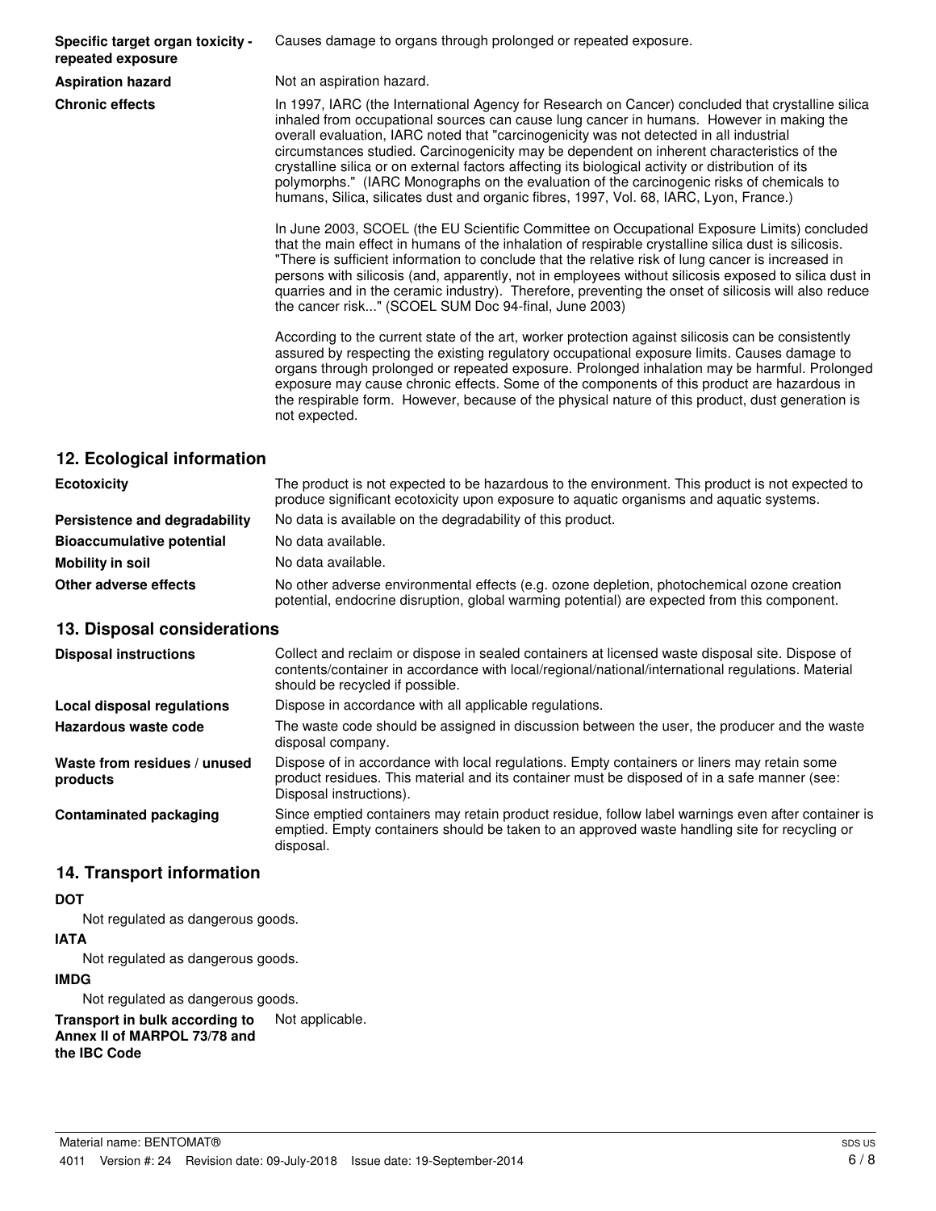**Specific target organ toxicity - repeated exposure** Causes damage to organs through prolonged or repeated exposure.

**Aspiration hazard** Not an aspiration hazard.

**Chronic effects** In 1997, IARC (the International Agency for Research on Cancer) concluded that crystalline silica inhaled from occupational sources can cause lung cancer in humans. However in making the overall evaluation, IARC noted that "carcinogenicity was not detected in all industrial circumstances studied. Carcinogenicity may be dependent on inherent characteristics of the crystalline silica or on external factors affecting its biological activity or distribution of its polymorphs." (IARC Monographs on the evaluation of the carcinogenic risks of chemicals to humans, Silica, silicates dust and organic fibres, 1997, Vol. 68, IARC, Lyon, France.)

In June 2003, SCOEL (the EU Scientific Committee on Occupational Exposure Limits) concluded that the main effect in humans of the inhalation of respirable crystalline silica dust is silicosis. "There is sufficient information to conclude that the relative risk of lung cancer is increased in persons with silicosis (and, apparently, not in employees without silicosis exposed to silica dust in quarries and in the ceramic industry). Therefore, preventing the onset of silicosis will also reduce the cancer risk..." (SCOEL SUM Doc 94-final, June 2003)

According to the current state of the art, worker protection against silicosis can be consistently assured by respecting the existing regulatory occupational exposure limits. Causes damage to organs through prolonged or repeated exposure. Prolonged inhalation may be harmful. Prolonged exposure may cause chronic effects. Some of the components of this product are hazardous in the respirable form. However, because of the physical nature of this product, dust generation is not expected.

## 12. Ecological information

**Ecotoxicity** The product is not expected to be hazardous to the environment. This product is not expected to produce significant ecotoxicity upon exposure to aquatic organisms and aquatic systems.

**Persistence and degradability** No data is available on the degradability of this product.

**Bioaccumulative potential** No data available.

**Mobility in soil** No data available.

**Other adverse effects** No other adverse environmental effects (e.g. ozone depletion, photochemical ozone creation potential, endocrine disruption, global warming potential) are expected from this component.

## 13. Disposal considerations

**Disposal instructions** Collect and reclaim or dispose in sealed containers at licensed waste disposal site. Dispose of contents/container in accordance with local/regional/national/international regulations. Material should be recycled if possible.

**Local disposal regulations** Dispose in accordance with all applicable regulations.

**Hazardous waste code** The waste code should be assigned in discussion between the user, the producer and the waste disposal company.

**Waste from residues / unused products** Dispose of in accordance with local regulations. Empty containers or liners may retain some product residues. This material and its container must be disposed of in a safe manner (see: Disposal instructions).

**Contaminated packaging** Since emptied containers may retain product residue, follow label warnings even after container is emptied. Empty containers should be taken to an approved waste handling site for recycling or disposal.

## 14. Transport information

**DOT**

Not regulated as dangerous goods.

**IATA**

Not regulated as dangerous goods.

**IMDG**

Not regulated as dangerous goods.

**Transport in bulk according to Annex II of MARPOL 73/78 and the IBC Code** Not applicable.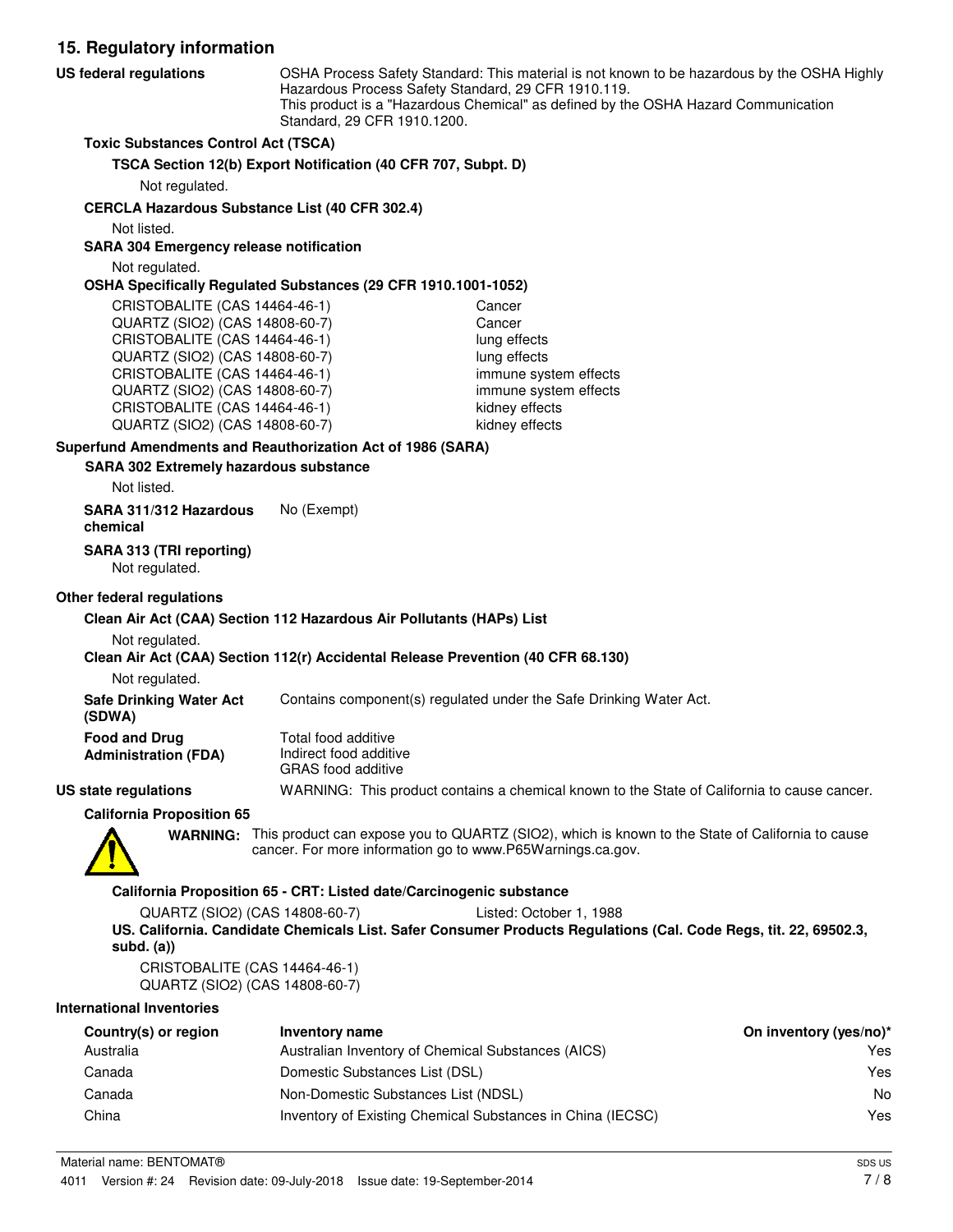## 15. Regulatory information

**US federal regulations** OSHA Process Safety Standard: This material is not known to be hazardous by the OSHA Highly Hazardous Process Safety Standard, 29 CFR 1910.119.
This product is a "Hazardous Chemical" as defined by the OSHA Hazard Communication Standard, 29 CFR 1910.1200.

**Toxic Substances Control Act (TSCA)**

**TSCA Section 12(b) Export Notification (40 CFR 707, Subpt. D)**

Not regulated.

**CERCLA Hazardous Substance List (40 CFR 302.4)**

Not listed.

**SARA 304 Emergency release notification**

Not regulated.

**OSHA Specifically Regulated Substances (29 CFR 1910.1001-1052)**

| | |
|---|---|
| CRISTOBALITE (CAS 14464-46-1) | Cancer |
| QUARTZ (SIO2) (CAS 14808-60-7) | Cancer |
| CRISTOBALITE (CAS 14464-46-1) | lung effects |
| QUARTZ (SIO2) (CAS 14808-60-7) | lung effects |
| CRISTOBALITE (CAS 14464-46-1) | immune system effects |
| QUARTZ (SIO2) (CAS 14808-60-7) | immune system effects |
| CRISTOBALITE (CAS 14464-46-1) | kidney effects |
| QUARTZ (SIO2) (CAS 14808-60-7) | kidney effects |

**Superfund Amendments and Reauthorization Act of 1986 (SARA)**

**SARA 302 Extremely hazardous substance**

Not listed.

**SARA 311/312 Hazardous chemical** No (Exempt)

**SARA 313 (TRI reporting)**

Not regulated.

**Other federal regulations**

**Clean Air Act (CAA) Section 112 Hazardous Air Pollutants (HAPs) List**

Not regulated.

**Clean Air Act (CAA) Section 112(r) Accidental Release Prevention (40 CFR 68.130)**

Not regulated.

**Safe Drinking Water Act (SDWA)** Contains component(s) regulated under the Safe Drinking Water Act.

**Food and Drug Administration (FDA)** Total food additive
Indirect food additive
GRAS food additive

**US state regulations** WARNING: This product contains a chemical known to the State of California to cause cancer.

**California Proposition 65**

**WARNING:** This product can expose you to QUARTZ (SIO2), which is known to the State of California to cause cancer. For more information go to www.P65Warnings.ca.gov.

**California Proposition 65 - CRT: Listed date/Carcinogenic substance**

QUARTZ (SIO2) (CAS 14808-60-7) Listed: October 1, 1988

**US. California. Candidate Chemicals List. Safer Consumer Products Regulations (Cal. Code Regs, tit. 22, 69502.3, subd. (a))**

CRISTOBALITE (CAS 14464-46-1)
QUARTZ (SIO2) (CAS 14808-60-7)

**International Inventories**

| Country(s) or region | Inventory name | On inventory (yes/no)* |
|---|---|---|
| Australia | Australian Inventory of Chemical Substances (AICS) | Yes |
| Canada | Domestic Substances List (DSL) | Yes |
| Canada | Non-Domestic Substances List (NDSL) | No |
| China | Inventory of Existing Chemical Substances in China (IECSC) | Yes |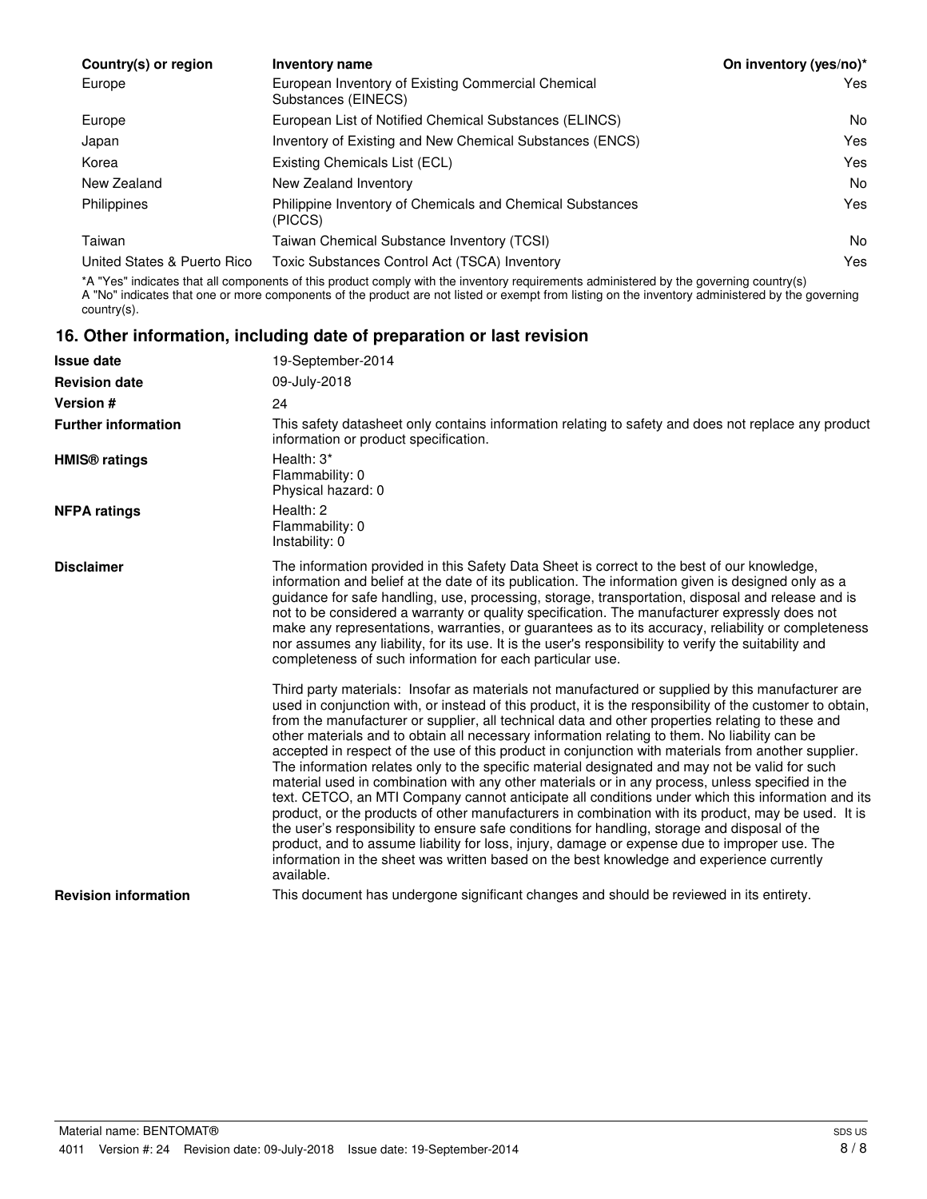| Country(s) or region | Inventory name | On inventory (yes/no)* |
| --- | --- | --- |
| Europe | European Inventory of Existing Commercial Chemical Substances (EINECS) | Yes |
| Europe | European List of Notified Chemical Substances (ELINCS) | No |
| Japan | Inventory of Existing and New Chemical Substances (ENCS) | Yes |
| Korea | Existing Chemicals List (ECL) | Yes |
| New Zealand | New Zealand Inventory | No |
| Philippines | Philippine Inventory of Chemicals and Chemical Substances (PICCS) | Yes |
| Taiwan | Taiwan Chemical Substance Inventory (TCSI) | No |
| United States & Puerto Rico | Toxic Substances Control Act (TSCA) Inventory | Yes |

*A "Yes" indicates that all components of this product comply with the inventory requirements administered by the governing country(s)
A "No" indicates that one or more components of the product are not listed or exempt from listing on the inventory administered by the governing country(s).

## 16. Other information, including date of preparation or last revision

**Issue date** 19-September-2014

**Revision date** 09-July-2018

**Version #** 24

**Further information** This safety datasheet only contains information relating to safety and does not replace any product information or product specification.

**HMIS® ratings**
Health: 3*
Flammability: 0
Physical hazard: 0

**NFPA ratings**
Health: 2
Flammability: 0
Instability: 0

**Disclaimer** The information provided in this Safety Data Sheet is correct to the best of our knowledge, information and belief at the date of its publication. The information given is designed only as a guidance for safe handling, use, processing, storage, transportation, disposal and release and is not to be considered a warranty or quality specification. The manufacturer expressly does not make any representations, warranties, or guarantees as to its accuracy, reliability or completeness nor assumes any liability, for its use. It is the user's responsibility to verify the suitability and completeness of such information for each particular use.

Third party materials: Insofar as materials not manufactured or supplied by this manufacturer are used in conjunction with, or instead of this product, it is the responsibility of the customer to obtain, from the manufacturer or supplier, all technical data and other properties relating to these and other materials and to obtain all necessary information relating to them. No liability can be accepted in respect of the use of this product in conjunction with materials from another supplier. The information relates only to the specific material designated and may not be valid for such material used in combination with any other materials or in any process, unless specified in the text. CETCO, an MTI Company cannot anticipate all conditions under which this information and its product, or the products of other manufacturers in combination with its product, may be used. It is the user's responsibility to ensure safe conditions for handling, storage and disposal of the product, and to assume liability for loss, injury, damage or expense due to improper use. The information in the sheet was written based on the best knowledge and experience currently available.

**Revision information** This document has undergone significant changes and should be reviewed in its entirety.